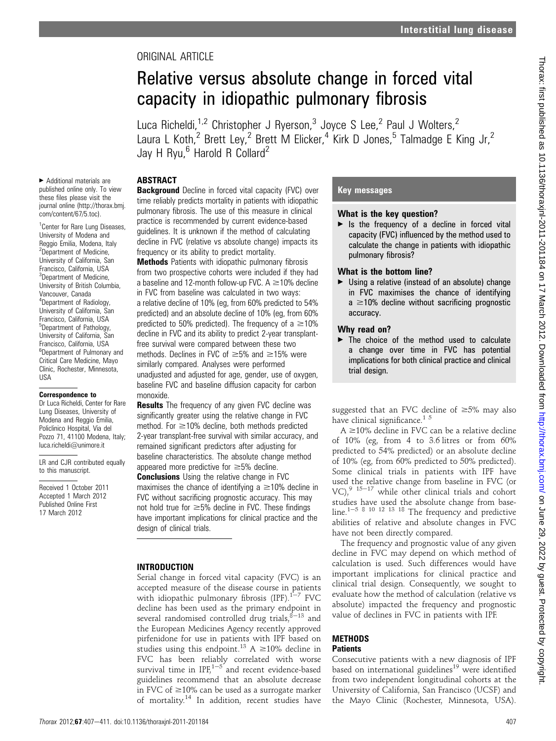ORIGINAL ARTICLE

# Relative versus absolute change in forced vital capacity in idiopathic pulmonary fibrosis

Luca Richeldi,[1,2] Christopher J Ryerson,[3] Joyce S Lee,[2] Paul J Wolters,[2] Laura L Koth,[2] Brett Ley,[2] Brett M Elicker,[4] Kirk D Jones,[5] Talmadge E King Jr,[2] Jay H Ryu,[6] Harold R Collard[2]

▸ Additional materials are published online only. To view these files please visit the journal online (http://thorax.bmj.com/content/67/5.toc).

[1]Center for Rare Lung Diseases, University of Modena and Reggio Emilia, Modena, Italy
[2]Department of Medicine, University of California, San Francisco, California, USA
[3]Department of Medicine, University of British Columbia, Vancouver, Canada
[4]Department of Radiology, University of California, San Francisco, California, USA
[5]Department of Pathology, University of California, San Francisco, California, USA
[6]Department of Pulmonary and Critical Care Medicine, Mayo Clinic, Rochester, Minnesota, USA

**Correspondence to**
Dr Luca Richeldi, Center for Rare Lung Diseases, University of Modena and Reggio Emilia, Policlinico Hospital, Via del Pozzo 71, 41100 Modena, Italy; luca.richeldi@unimore.it

LR and CJR contributed equally to this manuscript.

Received 1 October 2011
Accepted 1 March 2012
Published Online First
17 March 2012

## ABSTRACT

**Background** Decline in forced vital capacity (FVC) over time reliably predicts mortality in patients with idiopathic pulmonary fibrosis. The use of this measure in clinical practice is recommended by current evidence-based guidelines. It is unknown if the method of calculating decline in FVC (relative vs absolute change) impacts its frequency or its ability to predict mortality.

**Methods** Patients with idiopathic pulmonary fibrosis from two prospective cohorts were included if they had a baseline and 12-month follow-up FVC. A ≥10% decline in FVC from baseline was calculated in two ways: a relative decline of 10% (eg, from 60% predicted to 54% predicted) and an absolute decline of 10% (eg, from 60% predicted to 50% predicted). The frequency of a ≥10% decline in FVC and its ability to predict 2-year transplant-free survival were compared between these two methods. Declines in FVC of ≥5% and ≥15% were similarly compared. Analyses were performed unadjusted and adjusted for age, gender, use of oxygen, baseline FVC and baseline diffusion capacity for carbon monoxide.

**Results** The frequency of any given FVC decline was significantly greater using the relative change in FVC method. For ≥10% decline, both methods predicted 2-year transplant-free survival with similar accuracy, and remained significant predictors after adjusting for baseline characteristics. The absolute change method appeared more predictive for ≥5% decline.

**Conclusions** Using the relative change in FVC maximises the chance of identifying a ≥10% decline in FVC without sacrificing prognostic accuracy. This may not hold true for ≥5% decline in FVC. These findings have important implications for clinical practice and the design of clinical trials.

## Key messages

### What is the key question?

▸ Is the frequency of a decline in forced vital capacity (FVC) influenced by the method used to calculate the change in patients with idiopathic pulmonary fibrosis?

### What is the bottom line?

▸ Using a relative (instead of an absolute) change in FVC maximises the chance of identifying a ≥10% decline without sacrificing prognostic accuracy.

### Why read on?

▸ The choice of the method used to calculate a change over time in FVC has potential implications for both clinical practice and clinical trial design.

## INTRODUCTION

Serial change in forced vital capacity (FVC) is an accepted measure of the disease course in patients with idiopathic pulmonary fibrosis (IPF).[1–7] FVC decline has been used as the primary endpoint in several randomised controlled drug trials,[8–13] and the European Medicines Agency recently approved pirfenidone for use in patients with IPF based on studies using this endpoint.[13] A ≥10% decline in FVC has been reliably correlated with worse survival time in IPF,[1–5] and recent evidence-based guidelines recommend that an absolute decrease in FVC of ≥10% can be used as a surrogate marker of mortality.[14] In addition, recent studies have suggested that an FVC decline of ≥5% may also have clinical significance.[1 5]

A ≥10% decline in FVC can be a relative decline of 10% (eg, from 4 to 3.6 litres or from 60% predicted to 54% predicted) or an absolute decline of 10% (eg, from 60% predicted to 50% predicted). Some clinical trials in patients with IPF have used the relative change from baseline in FVC (or VC),[9 15–17] while other clinical trials and cohort studies have used the absolute change from baseline.[1–5 8 10 12 13 18] The frequency and predictive abilities of relative and absolute changes in FVC have not been directly compared.

The frequency and prognostic value of any given decline in FVC may depend on which method of calculation is used. Such differences would have important implications for clinical practice and clinical trial design. Consequently, we sought to evaluate how the method of calculation (relative vs absolute) impacted the frequency and prognostic value of declines in FVC in patients with IPF.

## METHODS

### Patients

Consecutive patients with a new diagnosis of IPF based on international guidelines[19] were identified from two independent longitudinal cohorts at the University of California, San Francisco (UCSF) and the Mayo Clinic (Rochester, Minnesota, USA).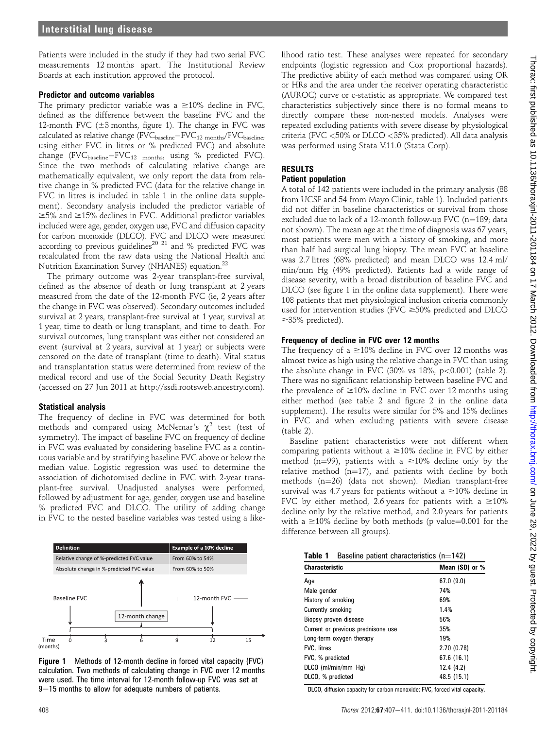Patients were included in the study if they had two serial FVC measurements 12 months apart. The Institutional Review Boards at each institution approved the protocol.

### Predictor and outcome variables

The primary predictor variable was a ≥10% decline in FVC, defined as the difference between the baseline FVC and the 12-month FVC (±3 months, figure 1). The change in FVC was calculated as relative change ($FVC_{baseline}-FVC_{12\ months}/FVC_{baseline}$, using either FVC in litres or % predicted FVC) and absolute change ($FVC_{baseline}-FVC_{12\ months}$, using % predicted FVC). Since the two methods of calculating relative change are mathematically equivalent, we only report the data from relative change in % predicted FVC (data for the relative change in FVC in litres is included in table 1 in the online data supplement). Secondary analysis included the predictor variable of ≥5% and ≥15% declines in FVC. Additional predictor variables included were age, gender, oxygen use, FVC and diffusion capacity for carbon monoxide (DLCO). FVC and DLCO were measured according to previous guidelines[20 21] and % predicted FVC was recalculated from the raw data using the National Health and Nutrition Examination Survey (NHANES) equation.[22]

The primary outcome was 2-year transplant-free survival, defined as the absence of death or lung transplant at 2 years measured from the date of the 12-month FVC (ie, 2 years after the change in FVC was observed). Secondary outcomes included survival at 2 years, transplant-free survival at 1 year, survival at 1 year, time to death or lung transplant, and time to death. For survival outcomes, lung transplant was either not considered an event (survival at 2 years, survival at 1 year) or subjects were censored on the date of transplant (time to death). Vital status and transplantation status were determined from review of the medical record and use of the Social Security Death Registry (accessed on 27 Jun 2011 at http://ssdi.rootsweb.ancestry.com).

### Statistical analysis

The frequency of decline in FVC was determined for both methods and compared using McNemar's $\chi^2$ test (test of symmetry). The impact of baseline FVC on frequency of decline in FVC was evaluated by considering baseline FVC as a continuous variable and by stratifying baseline FVC above or below the median value. Logistic regression was used to determine the association of dichotomised decline in FVC with 2-year transplant-free survival. Unadjusted analyses were performed, followed by adjustment for age, gender, oxygen use and baseline % predicted FVC and DLCO. The utility of adding change in FVC to the nested baseline variables was tested using a likelihood ratio test. These analyses were repeated for secondary endpoints (logistic regression and Cox proportional hazards). The predictive ability of each method was compared using OR or HRs and the area under the receiver operating characteristic (AUROC) curve or c-statistic as appropriate. We compared test characteristics subjectively since there is no formal means to directly compare these non-nested models. Analyses were repeated excluding patients with severe disease by physiological criteria (FVC <50% or DLCO <35% predicted). All data analysis was performed using Stata V.11.0 (Stata Corp).

| Definition | Example of a 10% decline |
|---|---|
| Relative change of %-predicted FVC value | From 60% to 54% |
| Absolute change in %-predicted FVC value | From 60% to 50% |

Baseline FVC — 12-month change — 12-month FVC

Time (months): 0, 3, 6, 9, 12, 15

**Figure 1** Methods of 12-month decline in forced vital capacity (FVC) calculation. Two methods of calculating change in FVC over 12 months were used. The time interval for 12-month follow-up FVC was set at 9–15 months to allow for adequate numbers of patients.

## RESULTS

### Patient population

A total of 142 patients were included in the primary analysis (88 from UCSF and 54 from Mayo Clinic, table 1). Included patients did not differ in baseline characteristics or survival from those excluded due to lack of a 12-month follow-up FVC (n=189; data not shown). The mean age at the time of diagnosis was 67 years, most patients were men with a history of smoking, and more than half had surgical lung biopsy. The mean FVC at baseline was 2.7 litres (68% predicted) and mean DLCO was 12.4 ml/min/mm Hg (49% predicted). Patients had a wide range of disease severity, with a broad distribution of baseline FVC and DLCO (see figure 1 in the online data supplement). There were 108 patients that met physiological inclusion criteria commonly used for intervention studies (FVC ≥50% predicted and DLCO ≥35% predicted).

### Frequency of decline in FVC over 12 months

The frequency of a ≥10% decline in FVC over 12 months was almost twice as high using the relative change in FVC than using the absolute change in FVC (30% vs 18%, p<0.001) (table 2). There was no significant relationship between baseline FVC and the prevalence of ≥10% decline in FVC over 12 months using either method (see table 2 and figure 2 in the online data supplement). The results were similar for 5% and 15% declines in FVC and when excluding patients with severe disease (table 2).

Baseline patient characteristics were not different when comparing patients without a ≥10% decline in FVC by either method (n=99), patients with a ≥10% decline only by the relative method (n=17), and patients with decline by both methods (n=26) (data not shown). Median transplant-free survival was 4.7 years for patients without a ≥10% decline in FVC by either method, 2.6 years for patients with a ≥10% decline only by the relative method, and 2.0 years for patients with a ≥10% decline by both methods (p value=0.001 for the difference between all groups).

**Table 1** Baseline patient characteristics (n=142)

| Characteristic | Mean (SD) or % |
|---|---|
| Age | 67.0 (9.0) |
| Male gender | 74% |
| History of smoking | 69% |
| Currently smoking | 1.4% |
| Biopsy proven disease | 56% |
| Current or previous prednisone use | 35% |
| Long-term oxygen therapy | 19% |
| FVC, litres | 2.70 (0.78) |
| FVC, % predicted | 67.6 (16.1) |
| DLCO (ml/min/mm Hg) | 12.4 (4.2) |
| DLCO, % predicted | 48.5 (15.1) |

DLCO, diffusion capacity for carbon monoxide; FVC, forced vital capacity.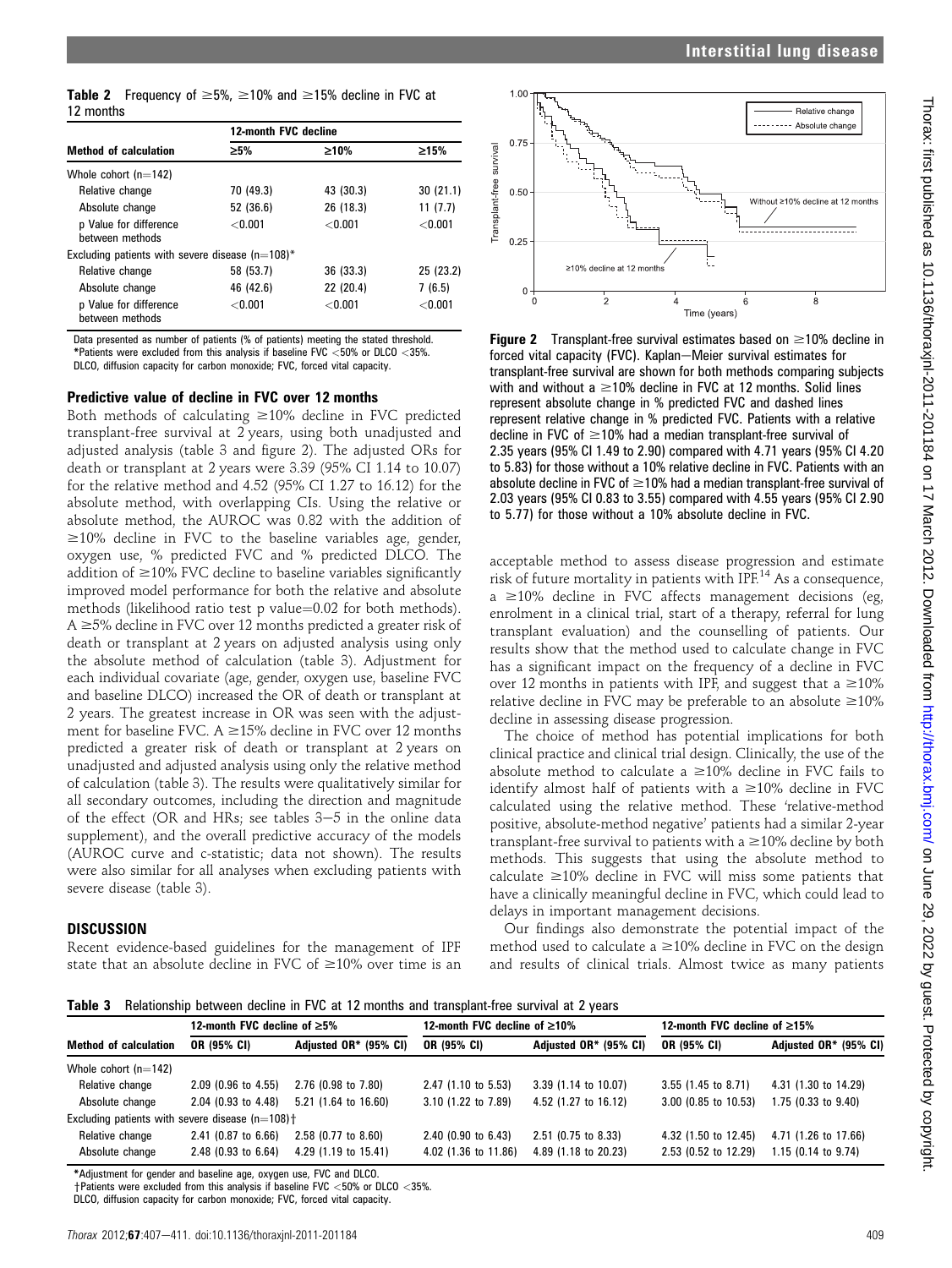**Table 2** Frequency of ≥5%, ≥10% and ≥15% decline in FVC at 12 months

| Method of calculation | 12-month FVC decline | | |
|---|---|---|---|
| | ≥5% | ≥10% | ≥15% |
| Whole cohort (n=142) | | | |
| Relative change | 70 (49.3) | 43 (30.3) | 30 (21.1) |
| Absolute change | 52 (36.6) | 26 (18.3) | 11 (7.7) |
| p Value for difference between methods | <0.001 | <0.001 | <0.001 |
| Excluding patients with severe disease (n=108)* | | | |
| Relative change | 58 (53.7) | 36 (33.3) | 25 (23.2) |
| Absolute change | 46 (42.6) | 22 (20.4) | 7 (6.5) |
| p Value for difference between methods | <0.001 | <0.001 | <0.001 |

Data presented as number of patients (% of patients) meeting the stated threshold.
*Patients were excluded from this analysis if baseline FVC <50% or DLCO <35%.
DLCO, diffusion capacity for carbon monoxide; FVC, forced vital capacity.

### Predictive value of decline in FVC over 12 months

Both methods of calculating ≥10% decline in FVC predicted transplant-free survival at 2 years, using both unadjusted and adjusted analysis (table 3 and figure 2). The adjusted ORs for death or transplant at 2 years were 3.39 (95% CI 1.14 to 10.07) for the relative method and 4.52 (95% CI 1.27 to 16.12) for the absolute method, with overlapping CIs. Using the relative or absolute method, the AUROC was 0.82 with the addition of ≥10% decline in FVC to the baseline variables age, gender, oxygen use, % predicted FVC and % predicted DLCO. The addition of ≥10% FVC decline to baseline variables significantly improved model performance for both the relative and absolute methods (likelihood ratio test p value=0.02 for both methods). A ≥5% decline in FVC over 12 months predicted a greater risk of death or transplant at 2 years on adjusted analysis using only the absolute method of calculation (table 3). Adjustment for each individual covariate (age, gender, oxygen use, baseline FVC and baseline DLCO) increased the OR of death or transplant at 2 years. The greatest increase in OR was seen with the adjustment for baseline FVC. A ≥15% decline in FVC over 12 months predicted a greater risk of death or transplant at 2 years on unadjusted and adjusted analysis using only the relative method of calculation (table 3). The results were qualitatively similar for all secondary outcomes, including the direction and magnitude of the effect (OR and HRs; see tables 3–5 in the online data supplement), and the overall predictive accuracy of the models (AUROC curve and c-statistic; data not shown). The results were also similar for all analyses when excluding patients with severe disease (table 3).

## DISCUSSION

Recent evidence-based guidelines for the management of IPF state that an absolute decline in FVC of ≥10% over time is an acceptable method to assess disease progression and estimate risk of future mortality in patients with IPF.[14] As a consequence, a ≥10% decline in FVC affects management decisions (eg, enrolment in a clinical trial, start of a therapy, referral for lung transplant evaluation) and the counselling of patients. Our results show that the method used to calculate change in FVC has a significant impact on the frequency of a decline in FVC over 12 months in patients with IPF, and suggest that a ≥10% relative decline in FVC may be preferable to an absolute ≥10% decline in assessing disease progression.

The choice of method has potential implications for both clinical practice and clinical trial design. Clinically, the use of the absolute method to calculate a ≥10% decline in FVC fails to identify almost half of patients with a ≥10% decline in FVC calculated using the relative method. These 'relative-method positive, absolute-method negative' patients had a similar 2-year transplant-free survival to patients with a ≥10% decline by both methods. This suggests that using the absolute method to calculate ≥10% decline in FVC will miss some patients that have a clinically meaningful decline in FVC, which could lead to delays in important management decisions.

Our findings also demonstrate the potential impact of the method used to calculate a ≥10% decline in FVC on the design and results of clinical trials. Almost twice as many patients

**Figure 2** Transplant-free survival estimates based on ≥10% decline in forced vital capacity (FVC). Kaplan–Meier survival estimates for transplant-free survival are shown for both methods comparing subjects with and without a ≥10% decline in FVC at 12 months. Solid lines represent absolute change in % predicted FVC and dashed lines represent relative change in % predicted FVC. Patients with a relative decline in FVC of ≥10% had a median transplant-free survival of 2.35 years (95% CI 1.49 to 2.90) compared with 4.71 years (95% CI 4.20 to 5.83) for those without a 10% relative decline in FVC. Patients with an absolute decline in FVC of ≥10% had a median transplant-free survival of 2.03 years (95% CI 0.83 to 3.55) compared with 4.55 years (95% CI 2.90 to 5.77) for those without a 10% absolute decline in FVC.

**Table 3** Relationship between decline in FVC at 12 months and transplant-free survival at 2 years

| Method of calculation | 12-month FVC decline of ≥5% | | 12-month FVC decline of ≥10% | | 12-month FVC decline of ≥15% | |
|---|---|---|---|---|---|---|
| | OR (95% CI) | Adjusted OR* (95% CI) | OR (95% CI) | Adjusted OR* (95% CI) | OR (95% CI) | Adjusted OR* (95% CI) |
| Whole cohort (n=142) | | | | | | |
| Relative change | 2.09 (0.96 to 4.55) | 2.76 (0.98 to 7.80) | 2.47 (1.10 to 5.53) | 3.39 (1.14 to 10.07) | 3.55 (1.45 to 8.71) | 4.31 (1.30 to 14.29) |
| Absolute change | 2.04 (0.93 to 4.48) | 5.21 (1.64 to 16.60) | 3.10 (1.22 to 7.89) | 4.52 (1.27 to 16.12) | 3.00 (0.85 to 10.53) | 1.75 (0.33 to 9.40) |
| Excluding patients with severe disease (n=108)† | | | | | | |
| Relative change | 2.41 (0.87 to 6.66) | 2.58 (0.77 to 8.60) | 2.40 (0.90 to 6.43) | 2.51 (0.75 to 8.33) | 4.32 (1.50 to 12.45) | 4.71 (1.26 to 17.66) |
| Absolute change | 2.48 (0.93 to 6.64) | 4.29 (1.19 to 15.41) | 4.02 (1.36 to 11.86) | 4.89 (1.18 to 20.23) | 2.53 (0.52 to 12.29) | 1.15 (0.14 to 9.74) |

*Adjustment for gender and baseline age, oxygen use, FVC and DLCO.
†Patients were excluded from this analysis if baseline FVC <50% or DLCO <35%.
DLCO, diffusion capacity for carbon monoxide; FVC, forced vital capacity.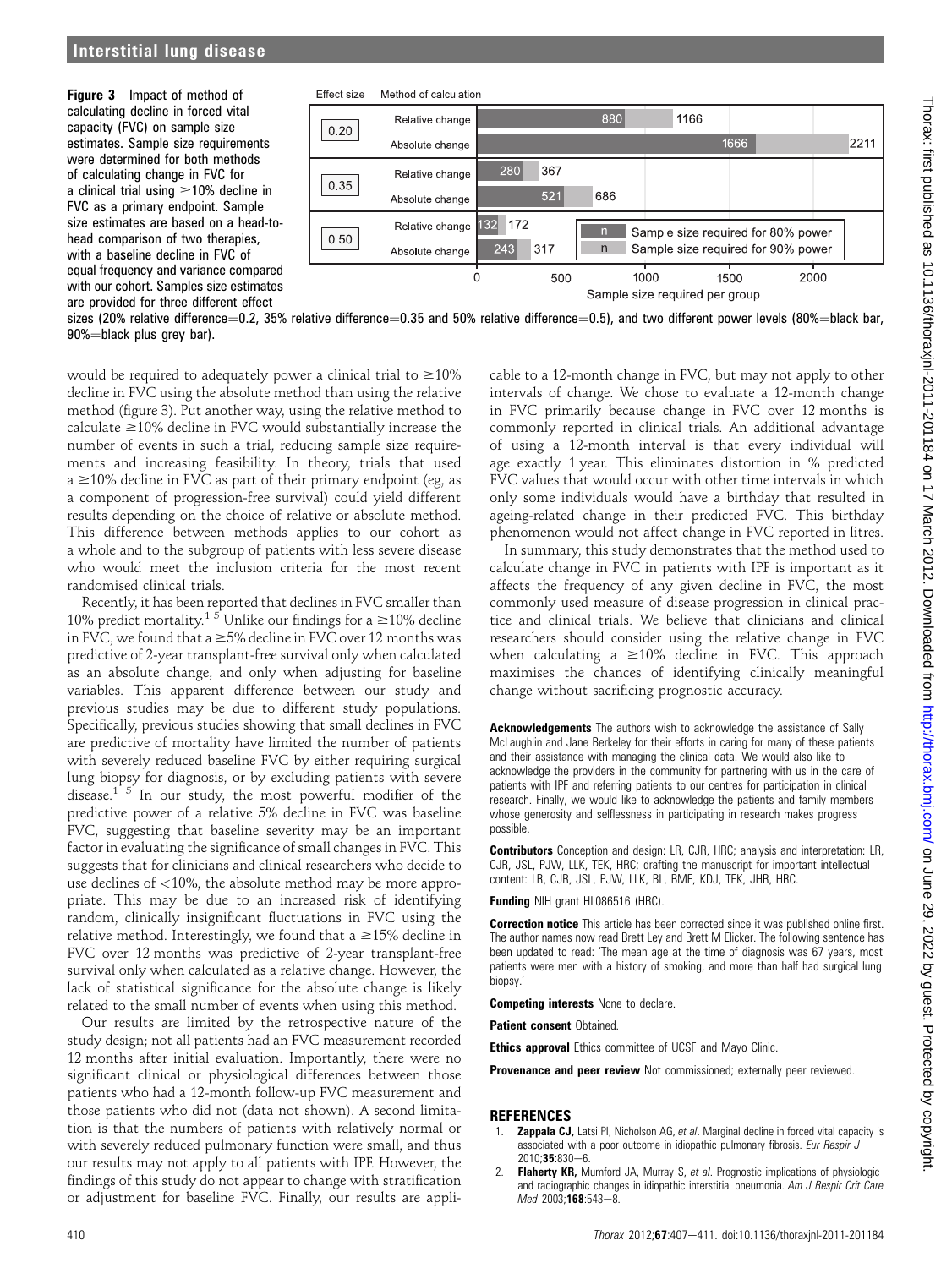**Figure 3** Impact of method of calculating decline in forced vital capacity (FVC) on sample size estimates. Sample size requirements were determined for both methods of calculating change in FVC for a clinical trial using ≥10% decline in FVC as a primary endpoint. Sample size estimates are based on a head-to-head comparison of two therapies, with a baseline decline in FVC of equal frequency and variance compared with our cohort. Samples size estimates are provided for three different effect sizes (20% relative difference=0.2, 35% relative difference=0.35 and 50% relative difference=0.5), and two different power levels (80%=black bar, 90%=black plus grey bar).

Effect size

Method of calculation

0.20

Relative change 880 1166

Absolute change 1666 2211

0.35

Relative change 280 367

Absolute change 521 686

0.50

Relative change 132 172

Absolute change 243 317

n Sample size required for 80% power

n Sample size required for 90% power

0 500 1000 1500 2000

Sample size required per group

would be required to adequately power a clinical trial to ≥10% decline in FVC using the absolute method than using the relative method (figure 3). Put another way, using the relative method to calculate ≥10% decline in FVC would substantially increase the number of events in such a trial, reducing sample size requirements and increasing feasibility. In theory, trials that used a ≥10% decline in FVC as part of their primary endpoint (eg, as a component of progression-free survival) could yield different results depending on the choice of relative or absolute method. This difference between methods applies to our cohort as a whole and to the subgroup of patients with less severe disease who would meet the inclusion criteria for the most recent randomised clinical trials.

Recently, it has been reported that declines in FVC smaller than 10% predict mortality.[1 5] Unlike our findings for a ≥10% decline in FVC, we found that a ≥5% decline in FVC over 12 months was predictive of 2-year transplant-free survival only when calculated as an absolute change, and only when adjusting for baseline variables. This apparent difference between our study and previous studies may be due to different study populations. Specifically, previous studies showing that small declines in FVC are predictive of mortality have limited the number of patients with severely reduced baseline FVC by either requiring surgical lung biopsy for diagnosis, or by excluding patients with severe disease.[1 5] In our study, the most powerful modifier of the predictive power of a relative 5% decline in FVC was baseline FVC, suggesting that baseline severity may be an important factor in evaluating the significance of small changes in FVC. This suggests that for clinicians and clinical researchers who decide to use declines of <10%, the absolute method may be more appropriate. This may be due to an increased risk of identifying random, clinically insignificant fluctuations in FVC using the relative method. Interestingly, we found that a ≥15% decline in FVC over 12 months was predictive of 2-year transplant-free survival only when calculated as a relative change. However, the lack of statistical significance for the absolute change is likely related to the small number of events when using this method.

Our results are limited by the retrospective nature of the study design; not all patients had an FVC measurement recorded 12 months after initial evaluation. Importantly, there were no significant clinical or physiological differences between those patients who had a 12-month follow-up FVC measurement and those patients who did not (data not shown). A second limitation is that the numbers of patients with relatively normal or with severely reduced pulmonary function were small, and thus our results may not apply to all patients with IPF. However, the findings of this study do not appear to change with stratification or adjustment for baseline FVC. Finally, our results are applicable to a 12-month change in FVC, but may not apply to other intervals of change. We chose to evaluate a 12-month change in FVC primarily because change in FVC over 12 months is commonly reported in clinical trials. An additional advantage of using a 12-month interval is that every individual will age exactly 1 year. This eliminates distortion in % predicted FVC values that would occur with other time intervals in which only some individuals would have a birthday that resulted in ageing-related change in their predicted FVC. This birthday phenomenon would not affect change in FVC reported in litres.

In summary, this study demonstrates that the method used to calculate change in FVC in patients with IPF is important as it affects the frequency of any given decline in FVC, the most commonly used measure of disease progression in clinical practice and clinical trials. We believe that clinicians and clinical researchers should consider using the relative change in FVC when calculating a ≥10% decline in FVC. This approach maximises the chances of identifying clinically meaningful change without sacrificing prognostic accuracy.

**Acknowledgements** The authors wish to acknowledge the assistance of Sally McLaughlin and Jane Berkeley for their efforts in caring for many of these patients and their assistance with managing the clinical data. We would also like to acknowledge the providers in the community for partnering with us in the care of patients with IPF and referring patients to our centres for participation in clinical research. Finally, we would like to acknowledge the patients and family members whose generosity and selflessness in participating in research makes progress possible.

**Contributors** Conception and design: LR, CJR, HRC; analysis and interpretation: LR, CJR, JSL, PJW, LLK, TEK, HRC; drafting the manuscript for important intellectual content: LR, CJR, JSL, PJW, LLK, BL, BME, KDJ, TEK, JHR, HRC.

**Funding** NIH grant HL086516 (HRC).

**Correction notice** This article has been corrected since it was published online first. The author names now read Brett Ley and Brett M Elicker. The following sentence has been updated to read: 'The mean age at the time of diagnosis was 67 years, most patients were men with a history of smoking, and more than half had surgical lung biopsy.'

**Competing interests** None to declare.

**Patient consent** Obtained.

**Ethics approval** Ethics committee of UCSF and Mayo Clinic.

**Provenance and peer review** Not commissioned; externally peer reviewed.

## REFERENCES

1. **Zappala CJ,** Latsi PI, Nicholson AG, *et al*. Marginal decline in forced vital capacity is associated with a poor outcome in idiopathic pulmonary fibrosis. *Eur Respir J* 2010;**35**:830–6.
2. **Flaherty KR,** Mumford JA, Murray S, *et al*. Prognostic implications of physiologic and radiographic changes in idiopathic interstitial pneumonia. *Am J Respir Crit Care Med* 2003;**168**:543–8.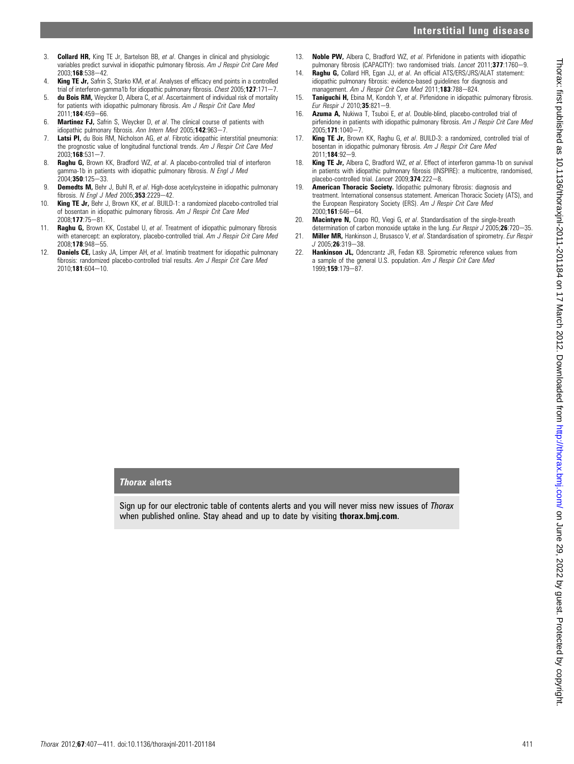3. **Collard HR,** King TE Jr, Bartelson BB, *et al*. Changes in clinical and physiologic variables predict survival in idiopathic pulmonary fibrosis. *Am J Respir Crit Care Med* 2003;**168**:538−42.
4. **King TE Jr,** Safrin S, Starko KM, *et al*. Analyses of efficacy end points in a controlled trial of interferon-gamma1b for idiopathic pulmonary fibrosis. *Chest* 2005;**127**:171−7.
5. **du Bois RM,** Weycker D, Albera C, *et al*. Ascertainment of individual risk of mortality for patients with idiopathic pulmonary fibrosis. *Am J Respir Crit Care Med* 2011;**184**:459−66.
6. **Martinez FJ,** Safrin S, Weycker D, *et al*. The clinical course of patients with idiopathic pulmonary fibrosis. *Ann Intern Med* 2005;**142**:963−7.
7. **Latsi PI,** du Bois RM, Nicholson AG, *et al*. Fibrotic idiopathic interstitial pneumonia: the prognostic value of longitudinal functional trends. *Am J Respir Crit Care Med* 2003;**168**:531−7.
8. **Raghu G,** Brown KK, Bradford WZ, *et al*. A placebo-controlled trial of interferon gamma-1b in patients with idiopathic pulmonary fibrosis. *N Engl J Med* 2004;**350**:125−33.
9. **Demedts M,** Behr J, Buhl R, *et al*. High-dose acetylcysteine in idiopathic pulmonary fibrosis. *N Engl J Med* 2005;**353**:2229−42.
10. **King TE Jr,** Behr J, Brown KK, *et al*. BUILD-1: a randomized placebo-controlled trial of bosentan in idiopathic pulmonary fibrosis. *Am J Respir Crit Care Med* 2008;**177**:75−81.
11. **Raghu G,** Brown KK, Costabel U, *et al*. Treatment of idiopathic pulmonary fibrosis with etanercept: an exploratory, placebo-controlled trial. *Am J Respir Crit Care Med* 2008;**178**:948−55.
12. **Daniels CE,** Lasky JA, Limper AH, *et al*. Imatinib treatment for idiopathic pulmonary fibrosis: randomized placebo-controlled trial results. *Am J Respir Crit Care Med* 2010;**181**:604−10.
13. **Noble PW,** Albera C, Bradford WZ, *et al*. Pirfenidone in patients with idiopathic pulmonary fibrosis (CAPACITY): two randomised trials. *Lancet* 2011;**377**:1760−9.
14. **Raghu G,** Collard HR, Egan JJ, *et al*. An official ATS/ERS/JRS/ALAT statement: idiopathic pulmonary fibrosis: evidence-based guidelines for diagnosis and management. *Am J Respir Crit Care Med* 2011;**183**:788−824.
15. **Taniguchi H,** Ebina M, Kondoh Y, *et al*. Pirfenidone in idiopathic pulmonary fibrosis. *Eur Respir J* 2010;**35**:821−9.
16. **Azuma A,** Nukiwa T, Tsuboi E, *et al*. Double-blind, placebo-controlled trial of pirfenidone in patients with idiopathic pulmonary fibrosis. *Am J Respir Crit Care Med* 2005;**171**:1040−7.
17. **King TE Jr,** Brown KK, Raghu G, *et al*. BUILD-3: a randomized, controlled trial of bosentan in idiopathic pulmonary fibrosis. *Am J Respir Crit Care Med* 2011;**184**:92−9.
18. **King TE Jr,** Albera C, Bradford WZ, *et al*. Effect of interferon gamma-1b on survival in patients with idiopathic pulmonary fibrosis (INSPIRE): a multicentre, randomised, placebo-controlled trial. *Lancet* 2009;**374**:222−8.
19. **American Thoracic Society.** Idiopathic pulmonary fibrosis: diagnosis and treatment. International consensus statement. American Thoracic Society (ATS), and the European Respiratory Society (ERS). *Am J Respir Crit Care Med* 2000;**161**:646−64.
20. **Macintyre N,** Crapo RO, Viegi G, *et al*. Standardisation of the single-breath determination of carbon monoxide uptake in the lung. *Eur Respir J* 2005;**26**:720−35.
21. **Miller MR,** Hankinson J, Brusasco V, *et al*. Standardisation of spirometry. *Eur Respir J* 2005;**26**:319−38.
22. **Hankinson JL,** Odencrantz JR, Fedan KB. Spirometric reference values from a sample of the general U.S. population. *Am J Respir Crit Care Med* 1999;**159**:179−87.

### *Thorax* alerts

Sign up for our electronic table of contents alerts and you will never miss new issues of *Thorax* when published online. Stay ahead and up to date by visiting **thorax.bmj.com**.